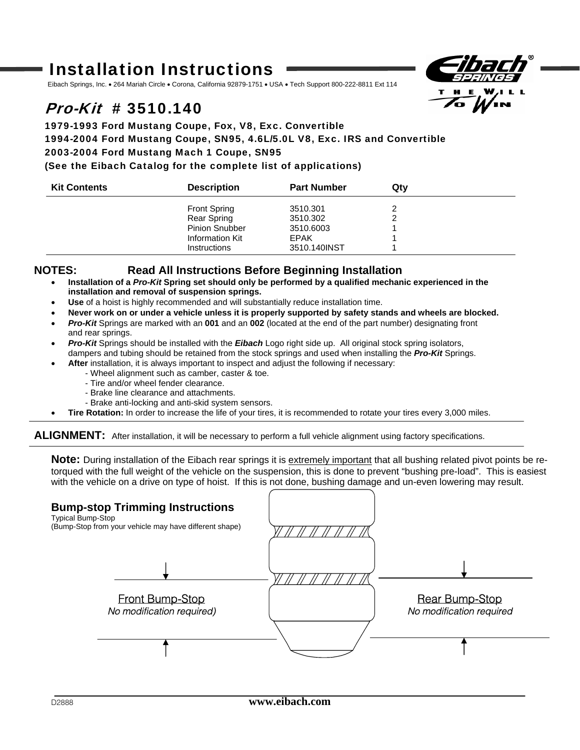# Installation Instructions

Eibach Springs, Inc. • 264 Mariah Circle • Corona, California 92879-1751 • USA • Tech Support 800-222-8811 Ext 114

## *Pro-Kit* # 3510.140

**1979-1993 Ford Mustang Coupe, Fox, V8, Exc. Convertible**
**1994-2004 Ford Mustang Coupe, SN95, 4.6L/5.0L V8, Exc. IRS and Convertible**
**2003-2004 Ford Mustang Mach 1 Coupe, SN95**
**(See the Eibach Catalog for the complete list of applications)**

| Kit Contents | Description | Part Number | Qty |
|---|---|---|---|
| | Front Spring | 3510.301 | 2 |
| | Rear Spring | 3510.302 | 2 |
| | Pinion Snubber | 3510.6003 | 1 |
| | Information Kit | EPAK | 1 |
| | Instructions | 3510.140INST | 1 |

**NOTES: Read All Instructions Before Beginning Installation**

- **Installation of a *Pro-Kit* Spring set should only be performed by a qualified mechanic experienced in the installation and removal of suspension springs.**
- **Use** of a hoist is highly recommended and will substantially reduce installation time.
- **Never work on or under a vehicle unless it is properly supported by safety stands and wheels are blocked.**
- ***Pro-Kit*** Springs are marked with an **001** and an **002** (located at the end of the part number) designating front and rear springs.
- ***Pro-Kit*** Springs should be installed with the ***Eibach*** Logo right side up. All original stock spring isolators, dampers and tubing should be retained from the stock springs and used when installing the ***Pro-Kit*** Springs.
- **After** installation, it is always important to inspect and adjust the following if necessary:
  - Wheel alignment such as camber, caster & toe.
  - Tire and/or wheel fender clearance.
  - Brake line clearance and attachments.
  - Brake anti-locking and anti-skid system sensors.
- **Tire Rotation:** In order to increase the life of your tires, it is recommended to rotate your tires every 3,000 miles.

**ALIGNMENT:** After installation, it will be necessary to perform a full vehicle alignment using factory specifications.

**Note:** During installation of the Eibach rear springs it is extremely important that all bushing related pivot points be re-torqued with the full weight of the vehicle on the suspension, this is done to prevent "bushing pre-load". This is easiest with the vehicle on a drive on type of hoist. If this is not done, bushing damage and un-even lowering may result.

### Bump-stop Trimming Instructions

Typical Bump-Stop
(Bump-Stop from your vehicle may have different shape)

Front Bump-Stop
No modification required)

Rear Bump-Stop
No modification required

D2888 **www.eibach.com**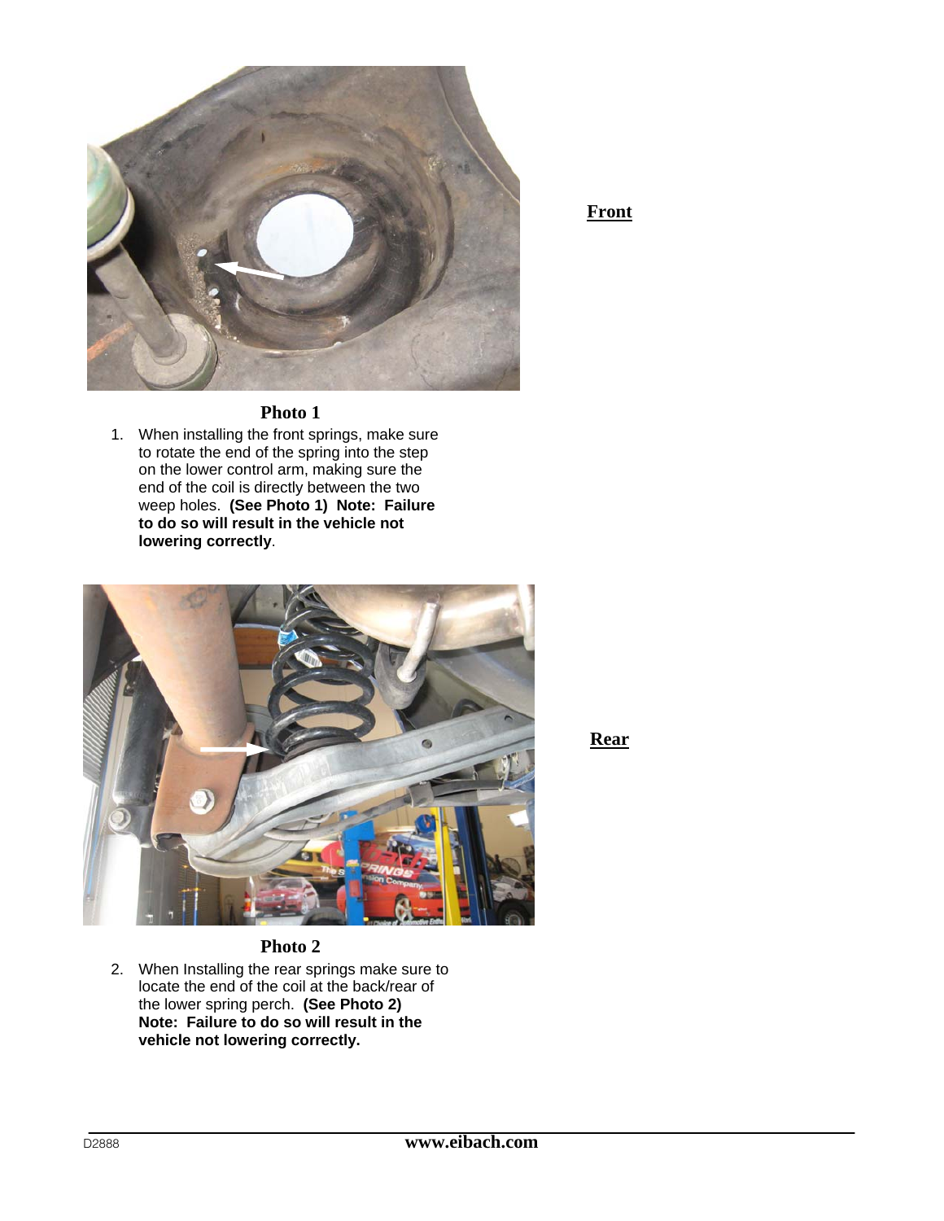**Front**

**Photo 1**

1. When installing the front springs, make sure to rotate the end of the spring into the step on the lower control arm, making sure the end of the coil is directly between the two weep holes. **(See Photo 1) Note: Failure to do so will result in the vehicle not lowering correctly**.

**Rear**

**Photo 2**

2. When Installing the rear springs make sure to locate the end of the coil at the back/rear of the lower spring perch. **(See Photo 2) Note: Failure to do so will result in the vehicle not lowering correctly.**

D2888 **www.eibach.com**